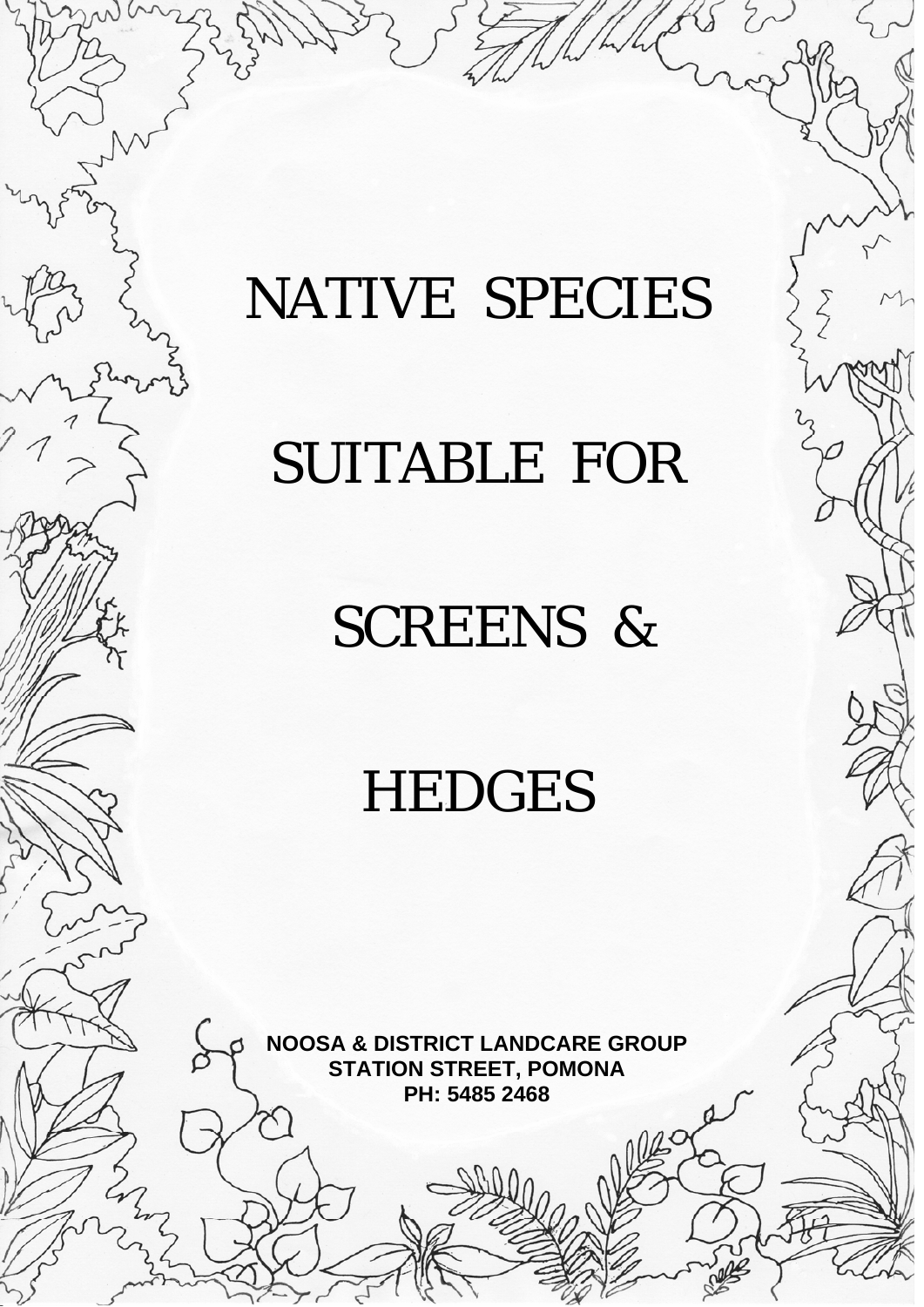# NATIVE SPECIES SUITABLE FOR SCREENS & HEDGES

**NOOSA & DISTRICT LANDCARE GROUP**
**STATION STREET, POMONA**
**PH: 5485 2468**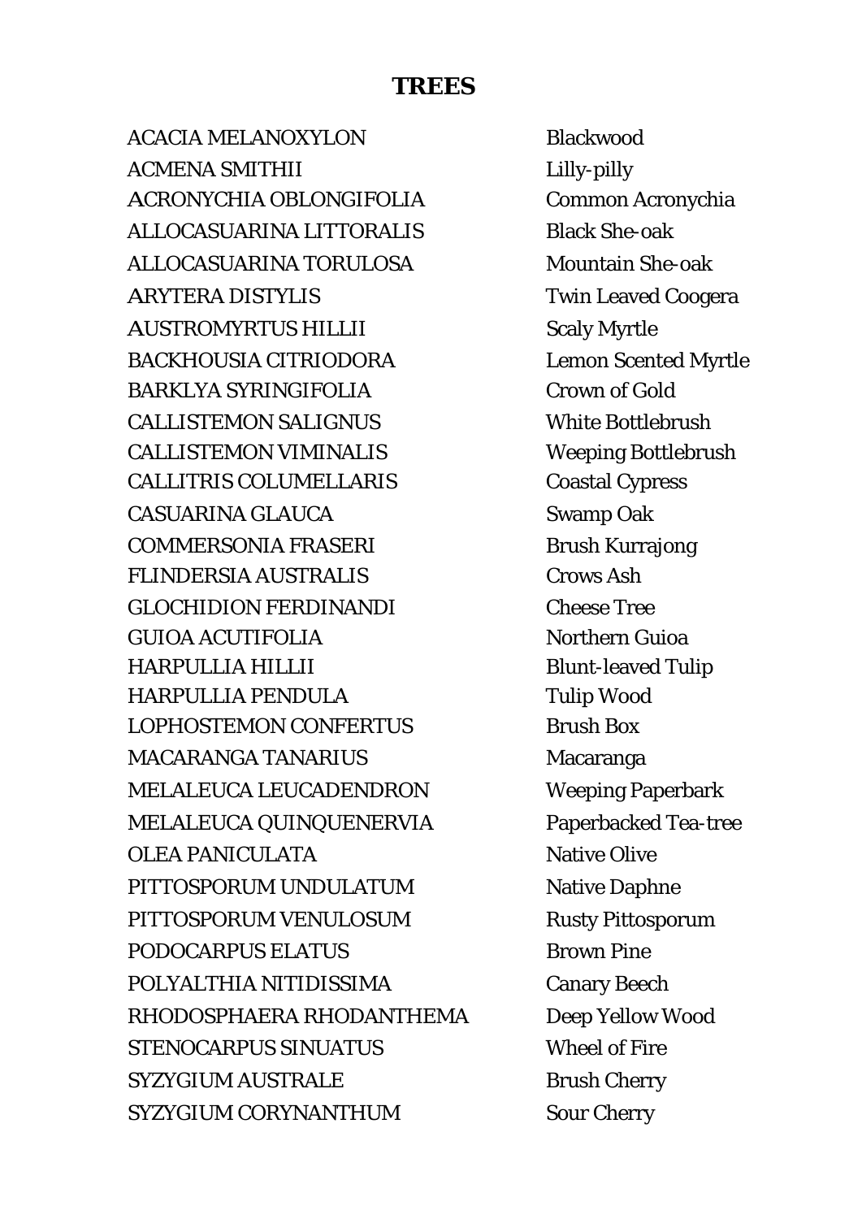# TREES

| | |
|---|---|
| ACACIA MELANOXYLON | Blackwood |
| ACMENA SMITHII | Lilly-pilly |
| ACRONYCHIA OBLONGIFOLIA | Common Acronychia |
| ALLOCASUARINA LITTORALIS | Black She-oak |
| ALLOCASUARINA TORULOSA | Mountain She-oak |
| ARYTERA DISTYLIS | Twin Leaved Coogera |
| AUSTROMYRTUS HILLII | Scaly Myrtle |
| BACKHOUSIA CITRIODORA | Lemon Scented Myrtle |
| BARKLYA SYRINGIFOLIA | Crown of Gold |
| CALLISTEMON SALIGNUS | White Bottlebrush |
| CALLISTEMON VIMINALIS | Weeping Bottlebrush |
| CALLITRIS COLUMELLARIS | Coastal Cypress |
| CASUARINA GLAUCA | Swamp Oak |
| COMMERSONIA FRASERI | Brush Kurrajong |
| FLINDERSIA AUSTRALIS | Crows Ash |
| GLOCHIDION FERDINANDI | Cheese Tree |
| GUIOA ACUTIFOLIA | Northern Guioa |
| HARPULLIA HILLII | Blunt-leaved Tulip |
| HARPULLIA PENDULA | Tulip Wood |
| LOPHOSTEMON CONFERTUS | Brush Box |
| MACARANGA TANARIUS | Macaranga |
| MELALEUCA LEUCADENDRON | Weeping Paperbark |
| MELALEUCA QUINQUENERVIA | Paperbacked Tea-tree |
| OLEA PANICULATA | Native Olive |
| PITTOSPORUM UNDULATUM | Native Daphne |
| PITTOSPORUM VENULOSUM | Rusty Pittosporum |
| PODOCARPUS ELATUS | Brown Pine |
| POLYALTHIA NITIDISSIMA | Canary Beech |
| RHODOSPHAERA RHODANTHEMA | Deep Yellow Wood |
| STENOCARPUS SINUATUS | Wheel of Fire |
| SYZYGIUM AUSTRALE | Brush Cherry |
| SYZYGIUM CORYNANTHUM | Sour Cherry |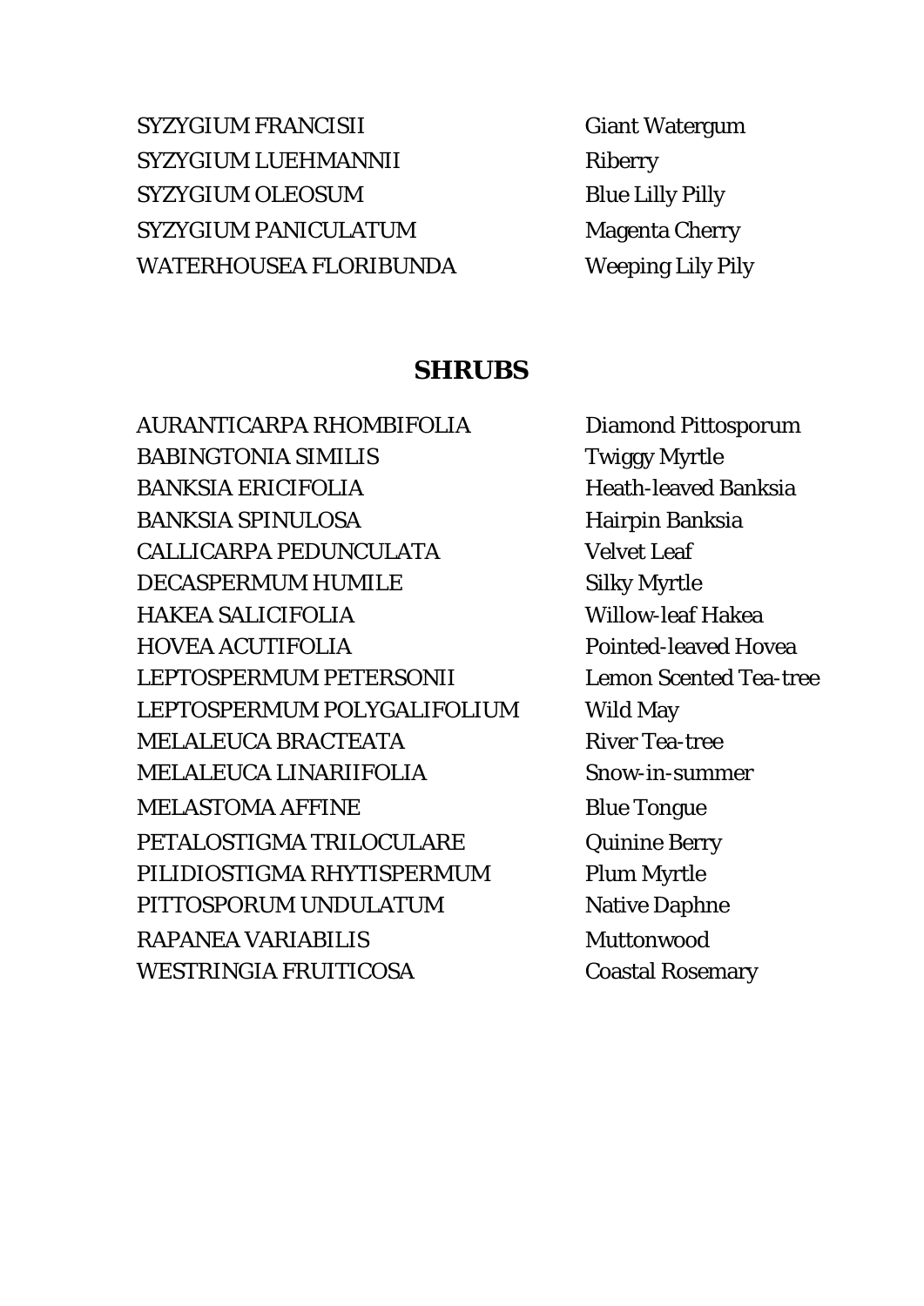| | |
|---|---|
| SYZYGIUM FRANCISII | Giant Watergum |
| SYZYGIUM LUEHMANNII | Riberry |
| SYZYGIUM OLEOSUM | Blue Lilly Pilly |
| SYZYGIUM PANICULATUM | Magenta Cherry |
| WATERHOUSEA FLORIBUNDA | Weeping Lily Pily |

## SHRUBS

| | |
|---|---|
| AURANTICARPA RHOMBIFOLIA | Diamond Pittosporum |
| BABINGTONIA SIMILIS | Twiggy Myrtle |
| BANKSIA ERICIFOLIA | Heath-leaved Banksia |
| BANKSIA SPINULOSA | Hairpin Banksia |
| CALLICARPA PEDUNCULATA | Velvet Leaf |
| DECASPERMUM HUMILE | Silky Myrtle |
| HAKEA SALICIFOLIA | Willow-leaf Hakea |
| HOVEA ACUTIFOLIA | Pointed-leaved Hovea |
| LEPTOSPERMUM PETERSONII | Lemon Scented Tea-tree |
| LEPTOSPERMUM POLYGALIFOLIUM | Wild May |
| MELALEUCA BRACTEATA | River Tea-tree |
| MELALEUCA LINARIIFOLIA | Snow-in-summer |
| MELASTOMA AFFINE | Blue Tongue |
| PETALOSTIGMA TRILOCULARE | Quinine Berry |
| PILIDIOSTIGMA RHYTISPERMUM | Plum Myrtle |
| PITTOSPORUM UNDULATUM | Native Daphne |
| RAPANEA VARIABILIS | Muttonwood |
| WESTRINGIA FRUITICOSA | Coastal Rosemary |